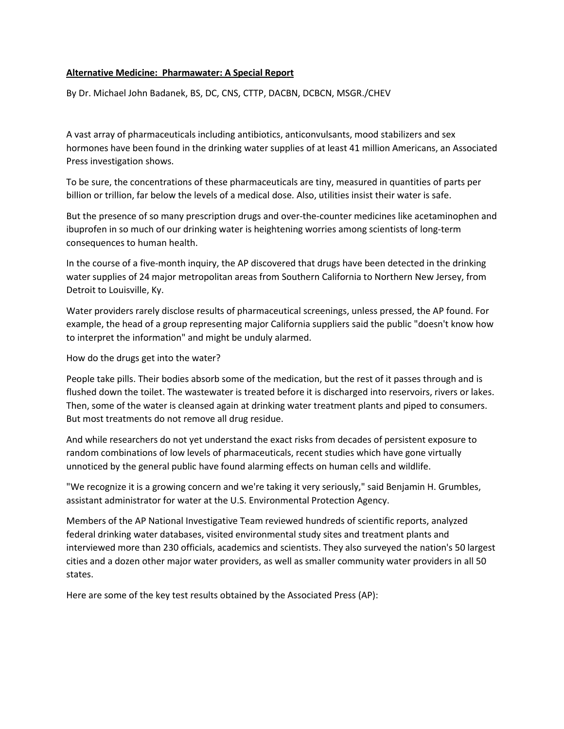**Alternative Medicine: Pharmawater: A Special Report**

By Dr. Michael John Badanek, BS, DC, CNS, CTTP, DACBN, DCBCN, MSGR./CHEV

A vast array of pharmaceuticals including antibiotics, anticonvulsants, mood stabilizers and sex hormones have been found in the drinking water supplies of at least 41 million Americans, an Associated Press investigation shows.

To be sure, the concentrations of these pharmaceuticals are tiny, measured in quantities of parts per billion or trillion, far below the levels of a medical dose. Also, utilities insist their water is safe.

But the presence of so many prescription drugs and over-the-counter medicines like acetaminophen and ibuprofen in so much of our drinking water is heightening worries among scientists of long-term consequences to human health.

In the course of a five-month inquiry, the AP discovered that drugs have been detected in the drinking water supplies of 24 major metropolitan areas from Southern California to Northern New Jersey, from Detroit to Louisville, Ky.

Water providers rarely disclose results of pharmaceutical screenings, unless pressed, the AP found. For example, the head of a group representing major California suppliers said the public "doesn't know how to interpret the information" and might be unduly alarmed.

How do the drugs get into the water?

People take pills. Their bodies absorb some of the medication, but the rest of it passes through and is flushed down the toilet. The wastewater is treated before it is discharged into reservoirs, rivers or lakes. Then, some of the water is cleansed again at drinking water treatment plants and piped to consumers. But most treatments do not remove all drug residue.

And while researchers do not yet understand the exact risks from decades of persistent exposure to random combinations of low levels of pharmaceuticals, recent studies which have gone virtually unnoticed by the general public have found alarming effects on human cells and wildlife.

"We recognize it is a growing concern and we're taking it very seriously," said Benjamin H. Grumbles, assistant administrator for water at the U.S. Environmental Protection Agency.

Members of the AP National Investigative Team reviewed hundreds of scientific reports, analyzed federal drinking water databases, visited environmental study sites and treatment plants and interviewed more than 230 officials, academics and scientists. They also surveyed the nation's 50 largest cities and a dozen other major water providers, as well as smaller community water providers in all 50 states.

Here are some of the key test results obtained by the Associated Press (AP):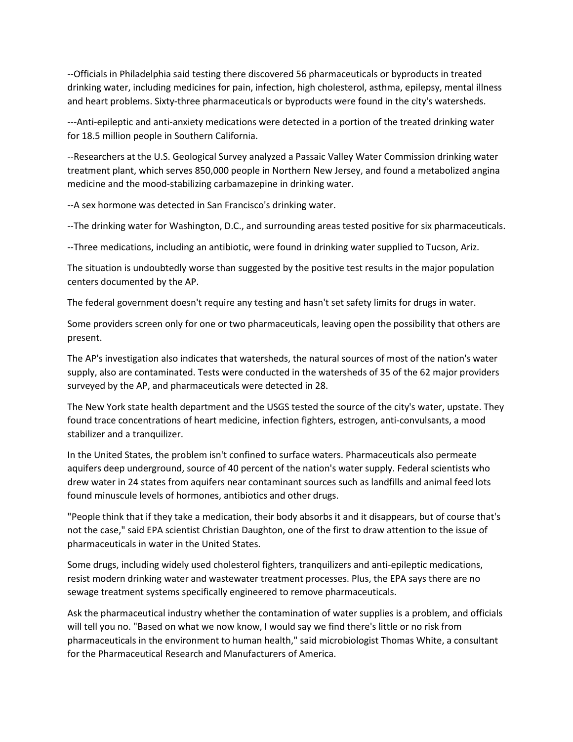--Officials in Philadelphia said testing there discovered 56 pharmaceuticals or byproducts in treated drinking water, including medicines for pain, infection, high cholesterol, asthma, epilepsy, mental illness and heart problems. Sixty-three pharmaceuticals or byproducts were found in the city's watersheds.

---Anti-epileptic and anti-anxiety medications were detected in a portion of the treated drinking water for 18.5 million people in Southern California.

--Researchers at the U.S. Geological Survey analyzed a Passaic Valley Water Commission drinking water treatment plant, which serves 850,000 people in Northern New Jersey, and found a metabolized angina medicine and the mood-stabilizing carbamazepine in drinking water.

--A sex hormone was detected in San Francisco's drinking water.

--The drinking water for Washington, D.C., and surrounding areas tested positive for six pharmaceuticals.

--Three medications, including an antibiotic, were found in drinking water supplied to Tucson, Ariz.

The situation is undoubtedly worse than suggested by the positive test results in the major population centers documented by the AP.

The federal government doesn't require any testing and hasn't set safety limits for drugs in water.

Some providers screen only for one or two pharmaceuticals, leaving open the possibility that others are present.

The AP's investigation also indicates that watersheds, the natural sources of most of the nation's water supply, also are contaminated. Tests were conducted in the watersheds of 35 of the 62 major providers surveyed by the AP, and pharmaceuticals were detected in 28.

The New York state health department and the USGS tested the source of the city's water, upstate. They found trace concentrations of heart medicine, infection fighters, estrogen, anti-convulsants, a mood stabilizer and a tranquilizer.

In the United States, the problem isn't confined to surface waters. Pharmaceuticals also permeate aquifers deep underground, source of 40 percent of the nation's water supply. Federal scientists who drew water in 24 states from aquifers near contaminant sources such as landfills and animal feed lots found minuscule levels of hormones, antibiotics and other drugs.

"People think that if they take a medication, their body absorbs it and it disappears, but of course that's not the case," said EPA scientist Christian Daughton, one of the first to draw attention to the issue of pharmaceuticals in water in the United States.

Some drugs, including widely used cholesterol fighters, tranquilizers and anti-epileptic medications, resist modern drinking water and wastewater treatment processes. Plus, the EPA says there are no sewage treatment systems specifically engineered to remove pharmaceuticals.

Ask the pharmaceutical industry whether the contamination of water supplies is a problem, and officials will tell you no. "Based on what we now know, I would say we find there's little or no risk from pharmaceuticals in the environment to human health," said microbiologist Thomas White, a consultant for the Pharmaceutical Research and Manufacturers of America.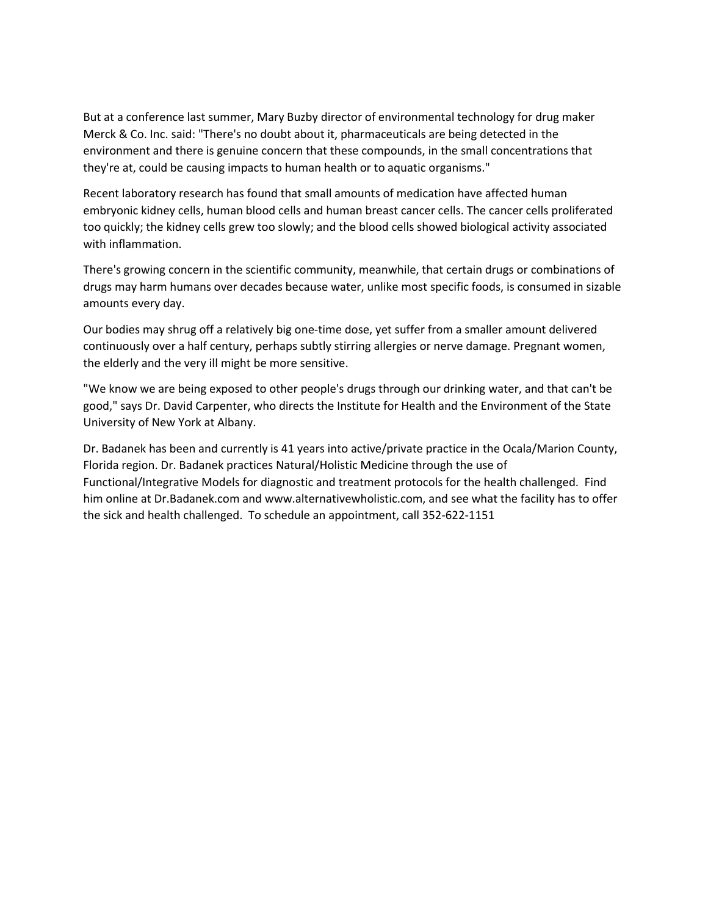But at a conference last summer, Mary Buzby director of environmental technology for drug maker Merck & Co. Inc. said: "There's no doubt about it, pharmaceuticals are being detected in the environment and there is genuine concern that these compounds, in the small concentrations that they're at, could be causing impacts to human health or to aquatic organisms."

Recent laboratory research has found that small amounts of medication have affected human embryonic kidney cells, human blood cells and human breast cancer cells. The cancer cells proliferated too quickly; the kidney cells grew too slowly; and the blood cells showed biological activity associated with inflammation.

There's growing concern in the scientific community, meanwhile, that certain drugs or combinations of drugs may harm humans over decades because water, unlike most specific foods, is consumed in sizable amounts every day.

Our bodies may shrug off a relatively big one-time dose, yet suffer from a smaller amount delivered continuously over a half century, perhaps subtly stirring allergies or nerve damage. Pregnant women, the elderly and the very ill might be more sensitive.

"We know we are being exposed to other people's drugs through our drinking water, and that can't be good," says Dr. David Carpenter, who directs the Institute for Health and the Environment of the State University of New York at Albany.

Dr. Badanek has been and currently is 41 years into active/private practice in the Ocala/Marion County, Florida region. Dr. Badanek practices Natural/Holistic Medicine through the use of Functional/Integrative Models for diagnostic and treatment protocols for the health challenged. Find him online at Dr.Badanek.com and www.alternativewholistic.com, and see what the facility has to offer the sick and health challenged. To schedule an appointment, call 352-622-1151